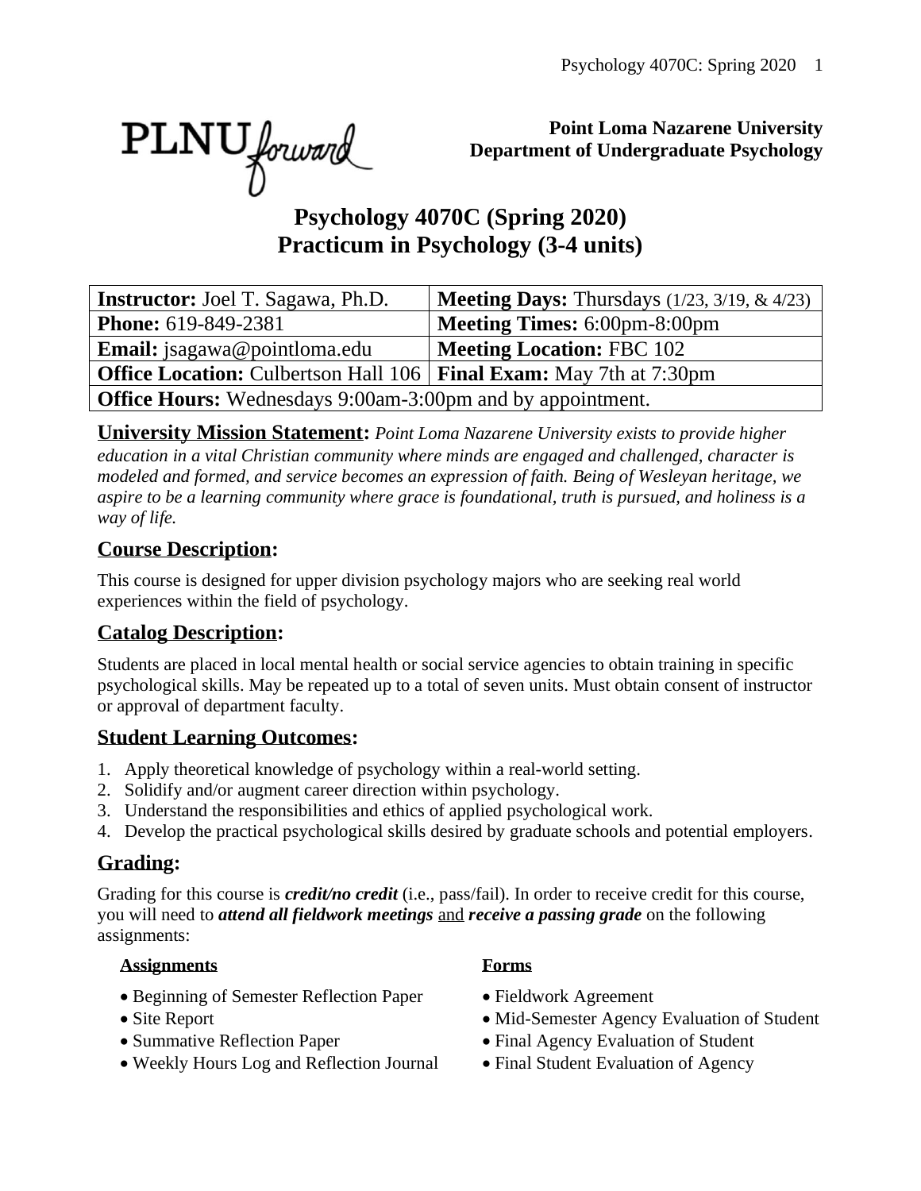**Point Loma Nazarene University**
**Department of Undergraduate Psychology**

# Psychology 4070C (Spring 2020)
# Practicum in Psychology (3-4 units)

| **Instructor:** Joel T. Sagawa, Ph.D. | **Meeting Days:** Thursdays (1/23, 3/19, & 4/23) |
|---|---|
| **Phone:** 619-849-2381 | **Meeting Times:** 6:00pm-8:00pm |
| **Email:** jsagawa@pointloma.edu | **Meeting Location:** FBC 102 |
| **Office Location:** Culbertson Hall 106 | **Final Exam:** May 7th at 7:30pm |
| **Office Hours:** Wednesdays 9:00am-3:00pm and by appointment. | |

**University Mission Statement:** *Point Loma Nazarene University exists to provide higher education in a vital Christian community where minds are engaged and challenged, character is modeled and formed, and service becomes an expression of faith. Being of Wesleyan heritage, we aspire to be a learning community where grace is foundational, truth is pursued, and holiness is a way of life.*

## Course Description:

This course is designed for upper division psychology majors who are seeking real world experiences within the field of psychology.

## Catalog Description:

Students are placed in local mental health or social service agencies to obtain training in specific psychological skills. May be repeated up to a total of seven units. Must obtain consent of instructor or approval of department faculty.

## Student Learning Outcomes:

1. Apply theoretical knowledge of psychology within a real-world setting.
2. Solidify and/or augment career direction within psychology.
3. Understand the responsibilities and ethics of applied psychological work.
4. Develop the practical psychological skills desired by graduate schools and potential employers.

## Grading:

Grading for this course is ***credit/no credit*** (i.e., pass/fail). In order to receive credit for this course, you will need to ***attend all fieldwork meetings*** and ***receive a passing grade*** on the following assignments:

**Assignments**

- Beginning of Semester Reflection Paper
- Site Report
- Summative Reflection Paper
- Weekly Hours Log and Reflection Journal

**Forms**

- Fieldwork Agreement
- Mid-Semester Agency Evaluation of Student
- Final Agency Evaluation of Student
- Final Student Evaluation of Agency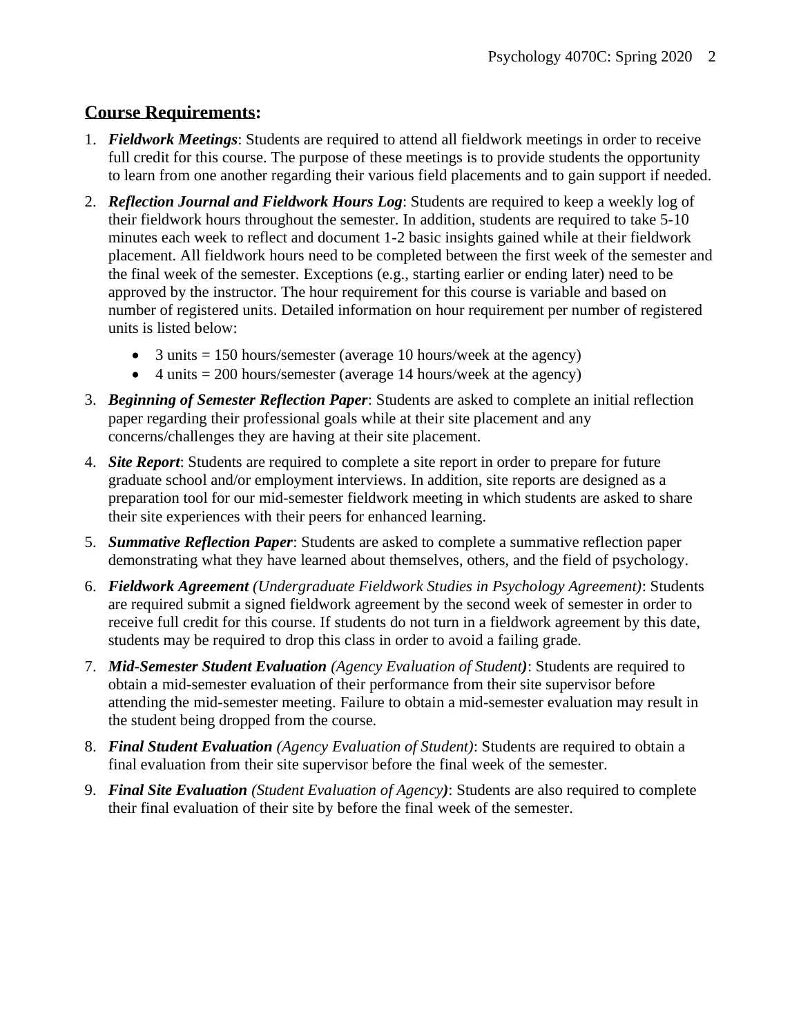## Course Requirements:

1. ***Fieldwork Meetings***: Students are required to attend all fieldwork meetings in order to receive full credit for this course. The purpose of these meetings is to provide students the opportunity to learn from one another regarding their various field placements and to gain support if needed.

2. ***Reflection Journal and Fieldwork Hours Log***: Students are required to keep a weekly log of their fieldwork hours throughout the semester. In addition, students are required to take 5-10 minutes each week to reflect and document 1-2 basic insights gained while at their fieldwork placement. All fieldwork hours need to be completed between the first week of the semester and the final week of the semester. Exceptions (e.g., starting earlier or ending later) need to be approved by the instructor. The hour requirement for this course is variable and based on number of registered units. Detailed information on hour requirement per number of registered units is listed below:

   - 3 units = 150 hours/semester (average 10 hours/week at the agency)
   - 4 units = 200 hours/semester (average 14 hours/week at the agency)

3. ***Beginning of Semester Reflection Paper***: Students are asked to complete an initial reflection paper regarding their professional goals while at their site placement and any concerns/challenges they are having at their site placement.

4. ***Site Report***: Students are required to complete a site report in order to prepare for future graduate school and/or employment interviews. In addition, site reports are designed as a preparation tool for our mid-semester fieldwork meeting in which students are asked to share their site experiences with their peers for enhanced learning.

5. ***Summative Reflection Paper***: Students are asked to complete a summative reflection paper demonstrating what they have learned about themselves, others, and the field of psychology.

6. ***Fieldwork Agreement*** *(Undergraduate Fieldwork Studies in Psychology Agreement)*: Students are required submit a signed fieldwork agreement by the second week of semester in order to receive full credit for this course. If students do not turn in a fieldwork agreement by this date, students may be required to drop this class in order to avoid a failing grade.

7. ***Mid-Semester Student Evaluation*** *(Agency Evaluation of Student)*: Students are required to obtain a mid-semester evaluation of their performance from their site supervisor before attending the mid-semester meeting. Failure to obtain a mid-semester evaluation may result in the student being dropped from the course.

8. ***Final Student Evaluation*** *(Agency Evaluation of Student)*: Students are required to obtain a final evaluation from their site supervisor before the final week of the semester.

9. ***Final Site Evaluation*** *(Student Evaluation of Agency)*: Students are also required to complete their final evaluation of their site by before the final week of the semester.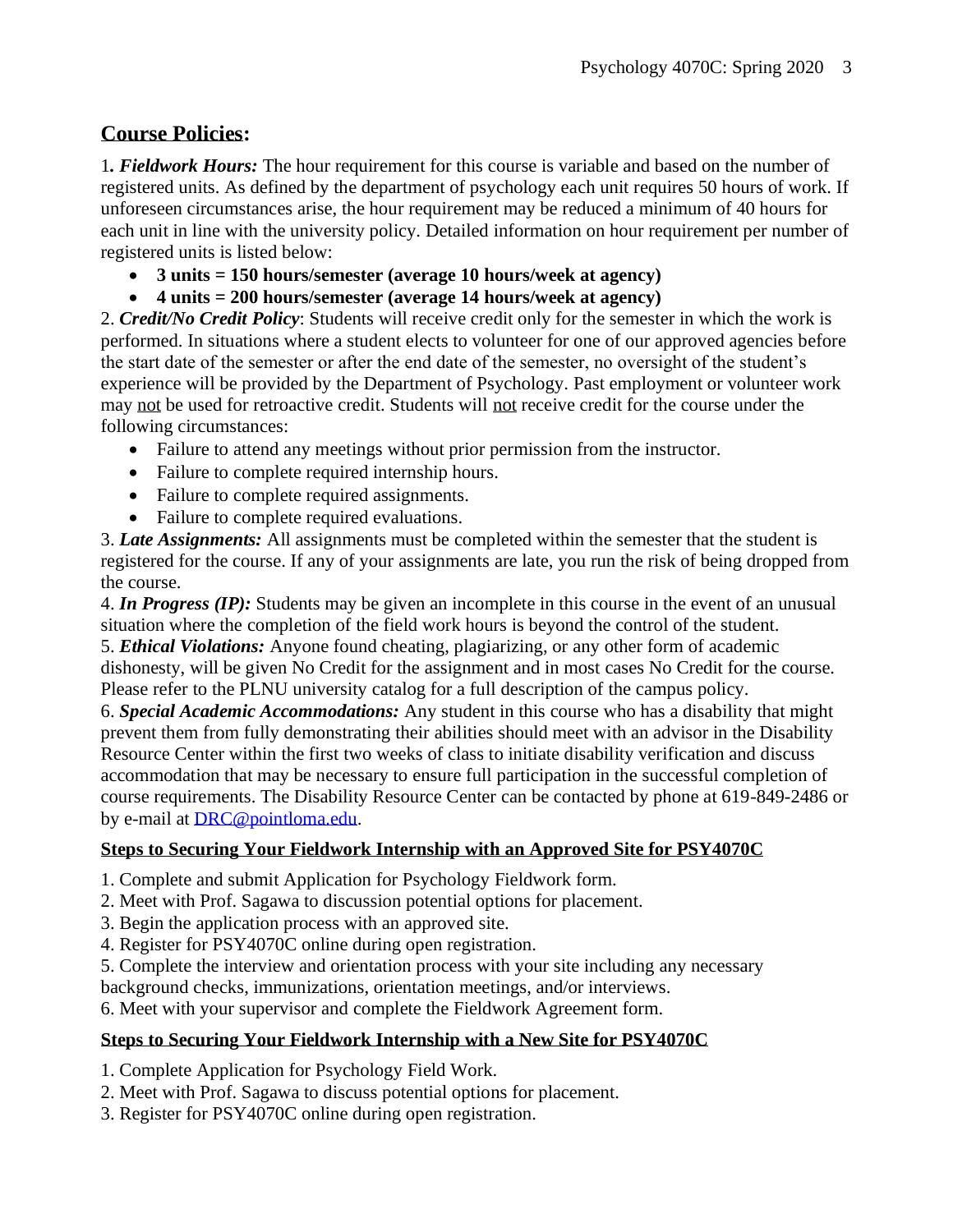## **Course Policies**:

1. ***Fieldwork Hours:*** The hour requirement for this course is variable and based on the number of registered units. As defined by the department of psychology each unit requires 50 hours of work. If unforeseen circumstances arise, the hour requirement may be reduced a minimum of 40 hours for each unit in line with the university policy. Detailed information on hour requirement per number of registered units is listed below:

- **3 units = 150 hours/semester (average 10 hours/week at agency)**
- **4 units = 200 hours/semester (average 14 hours/week at agency)**

2. ***Credit/No Credit Policy***: Students will receive credit only for the semester in which the work is performed. In situations where a student elects to volunteer for one of our approved agencies before the start date of the semester or after the end date of the semester, no oversight of the student's experience will be provided by the Department of Psychology. Past employment or volunteer work may not be used for retroactive credit. Students will not receive credit for the course under the following circumstances:

- Failure to attend any meetings without prior permission from the instructor.
- Failure to complete required internship hours.
- Failure to complete required assignments.
- Failure to complete required evaluations.

3. ***Late Assignments:*** All assignments must be completed within the semester that the student is registered for the course. If any of your assignments are late, you run the risk of being dropped from the course.

4. ***In Progress (IP):*** Students may be given an incomplete in this course in the event of an unusual situation where the completion of the field work hours is beyond the control of the student.

5. ***Ethical Violations:*** Anyone found cheating, plagiarizing, or any other form of academic dishonesty, will be given No Credit for the assignment and in most cases No Credit for the course. Please refer to the PLNU university catalog for a full description of the campus policy.

6. ***Special Academic Accommodations:*** Any student in this course who has a disability that might prevent them from fully demonstrating their abilities should meet with an advisor in the Disability Resource Center within the first two weeks of class to initiate disability verification and discuss accommodation that may be necessary to ensure full participation in the successful completion of course requirements. The Disability Resource Center can be contacted by phone at 619-849-2486 or by e-mail at [DRC@pointloma.edu](mailto:DRC@pointloma.edu).

### **Steps to Securing Your Fieldwork Internship with an Approved Site for PSY4070C**

1. Complete and submit Application for Psychology Fieldwork form.
2. Meet with Prof. Sagawa to discussion potential options for placement.
3. Begin the application process with an approved site.
4. Register for PSY4070C online during open registration.
5. Complete the interview and orientation process with your site including any necessary background checks, immunizations, orientation meetings, and/or interviews.
6. Meet with your supervisor and complete the Fieldwork Agreement form.

### **Steps to Securing Your Fieldwork Internship with a New Site for PSY4070C**

1. Complete Application for Psychology Field Work.
2. Meet with Prof. Sagawa to discuss potential options for placement.
3. Register for PSY4070C online during open registration.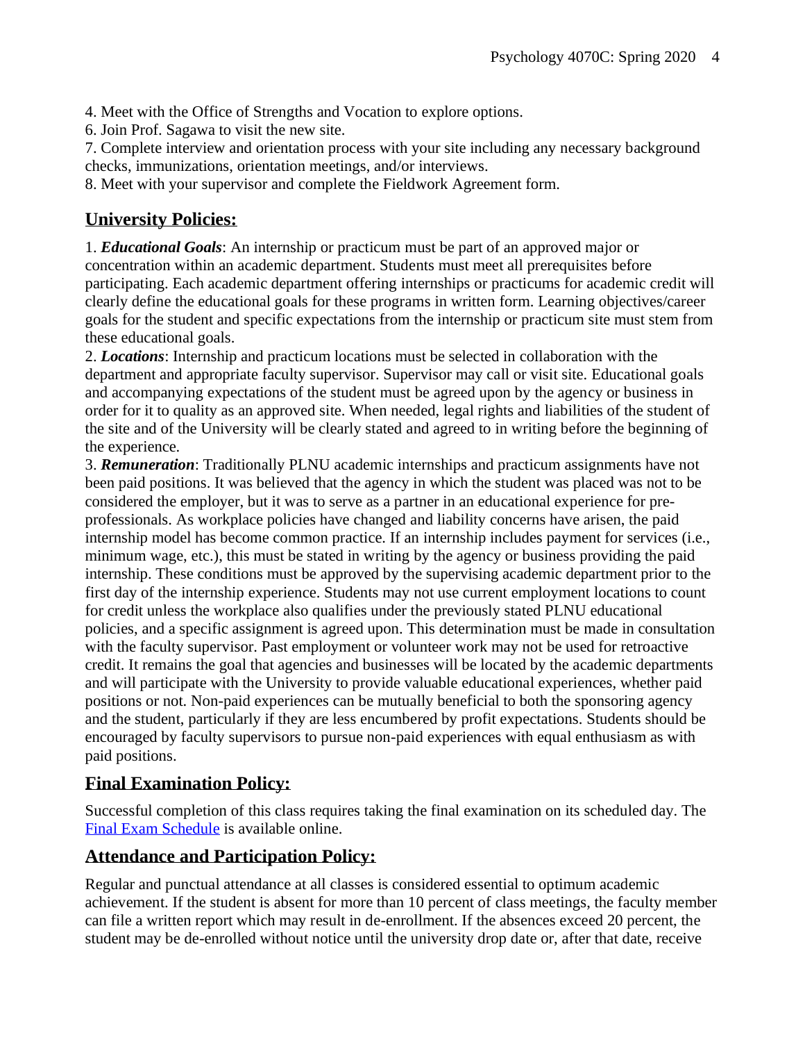4. Meet with the Office of Strengths and Vocation to explore options.
6. Join Prof. Sagawa to visit the new site.
7. Complete interview and orientation process with your site including any necessary background checks, immunizations, orientation meetings, and/or interviews.
8. Meet with your supervisor and complete the Fieldwork Agreement form.

## University Policies:

1. ***Educational Goals***: An internship or practicum must be part of an approved major or concentration within an academic department. Students must meet all prerequisites before participating. Each academic department offering internships or practicums for academic credit will clearly define the educational goals for these programs in written form. Learning objectives/career goals for the student and specific expectations from the internship or practicum site must stem from these educational goals.
2. ***Locations***: Internship and practicum locations must be selected in collaboration with the department and appropriate faculty supervisor. Supervisor may call or visit site. Educational goals and accompanying expectations of the student must be agreed upon by the agency or business in order for it to quality as an approved site. When needed, legal rights and liabilities of the student of the site and of the University will be clearly stated and agreed to in writing before the beginning of the experience.
3. ***Remuneration***: Traditionally PLNU academic internships and practicum assignments have not been paid positions. It was believed that the agency in which the student was placed was not to be considered the employer, but it was to serve as a partner in an educational experience for pre-professionals. As workplace policies have changed and liability concerns have arisen, the paid internship model has become common practice. If an internship includes payment for services (i.e., minimum wage, etc.), this must be stated in writing by the agency or business providing the paid internship. These conditions must be approved by the supervising academic department prior to the first day of the internship experience. Students may not use current employment locations to count for credit unless the workplace also qualifies under the previously stated PLNU educational policies, and a specific assignment is agreed upon. This determination must be made in consultation with the faculty supervisor. Past employment or volunteer work may not be used for retroactive credit. It remains the goal that agencies and businesses will be located by the academic departments and will participate with the University to provide valuable educational experiences, whether paid positions or not. Non-paid experiences can be mutually beneficial to both the sponsoring agency and the student, particularly if they are less encumbered by profit expectations. Students should be encouraged by faculty supervisors to pursue non-paid experiences with equal enthusiasm as with paid positions.

## Final Examination Policy:

Successful completion of this class requires taking the final examination on its scheduled day. The Final Exam Schedule is available online.

## Attendance and Participation Policy:

Regular and punctual attendance at all classes is considered essential to optimum academic achievement. If the student is absent for more than 10 percent of class meetings, the faculty member can file a written report which may result in de-enrollment. If the absences exceed 20 percent, the student may be de-enrolled without notice until the university drop date or, after that date, receive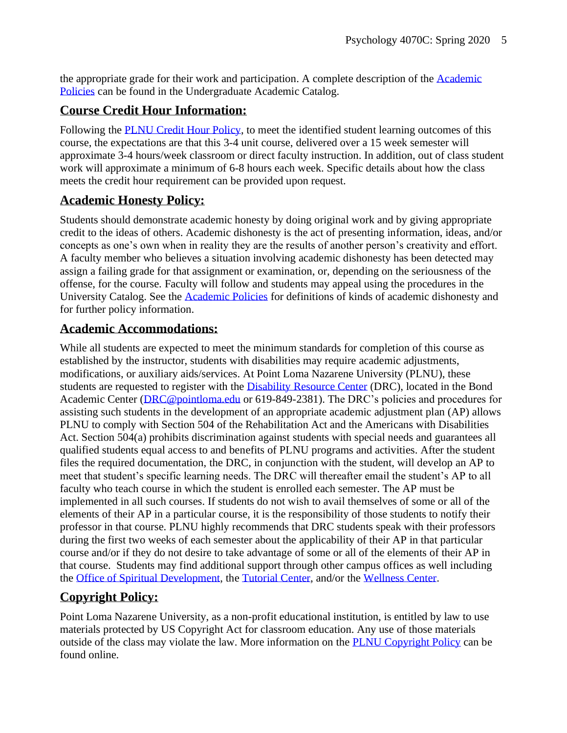the appropriate grade for their work and participation. A complete description of the [Academic Policies](#) can be found in the Undergraduate Academic Catalog.

## Course Credit Hour Information:

Following the [PLNU Credit Hour Policy](#), to meet the identified student learning outcomes of this course, the expectations are that this 3-4 unit course, delivered over a 15 week semester will approximate 3-4 hours/week classroom or direct faculty instruction. In addition, out of class student work will approximate a minimum of 6-8 hours each week. Specific details about how the class meets the credit hour requirement can be provided upon request.

## Academic Honesty Policy:

Students should demonstrate academic honesty by doing original work and by giving appropriate credit to the ideas of others. Academic dishonesty is the act of presenting information, ideas, and/or concepts as one's own when in reality they are the results of another person's creativity and effort. A faculty member who believes a situation involving academic dishonesty has been detected may assign a failing grade for that assignment or examination, or, depending on the seriousness of the offense, for the course. Faculty will follow and students may appeal using the procedures in the University Catalog. See the [Academic Policies](#) for definitions of kinds of academic dishonesty and for further policy information.

## Academic Accommodations:

While all students are expected to meet the minimum standards for completion of this course as established by the instructor, students with disabilities may require academic adjustments, modifications, or auxiliary aids/services. At Point Loma Nazarene University (PLNU), these students are requested to register with the [Disability Resource Center](#) (DRC), located in the Bond Academic Center ([DRC@pointloma.edu](mailto:DRC@pointloma.edu) or 619-849-2381). The DRC's policies and procedures for assisting such students in the development of an appropriate academic adjustment plan (AP) allows PLNU to comply with Section 504 of the Rehabilitation Act and the Americans with Disabilities Act. Section 504(a) prohibits discrimination against students with special needs and guarantees all qualified students equal access to and benefits of PLNU programs and activities. After the student files the required documentation, the DRC, in conjunction with the student, will develop an AP to meet that student's specific learning needs. The DRC will thereafter email the student's AP to all faculty who teach course in which the student is enrolled each semester. The AP must be implemented in all such courses. If students do not wish to avail themselves of some or all of the elements of their AP in a particular course, it is the responsibility of those students to notify their professor in that course. PLNU highly recommends that DRC students speak with their professors during the first two weeks of each semester about the applicability of their AP in that particular course and/or if they do not desire to take advantage of some or all of the elements of their AP in that course. Students may find additional support through other campus offices as well including the [Office of Spiritual Development](#), the [Tutorial Center](#), and/or the [Wellness Center](#).

## Copyright Policy:

Point Loma Nazarene University, as a non-profit educational institution, is entitled by law to use materials protected by US Copyright Act for classroom education. Any use of those materials outside of the class may violate the law. More information on the [PLNU Copyright Policy](#) can be found online.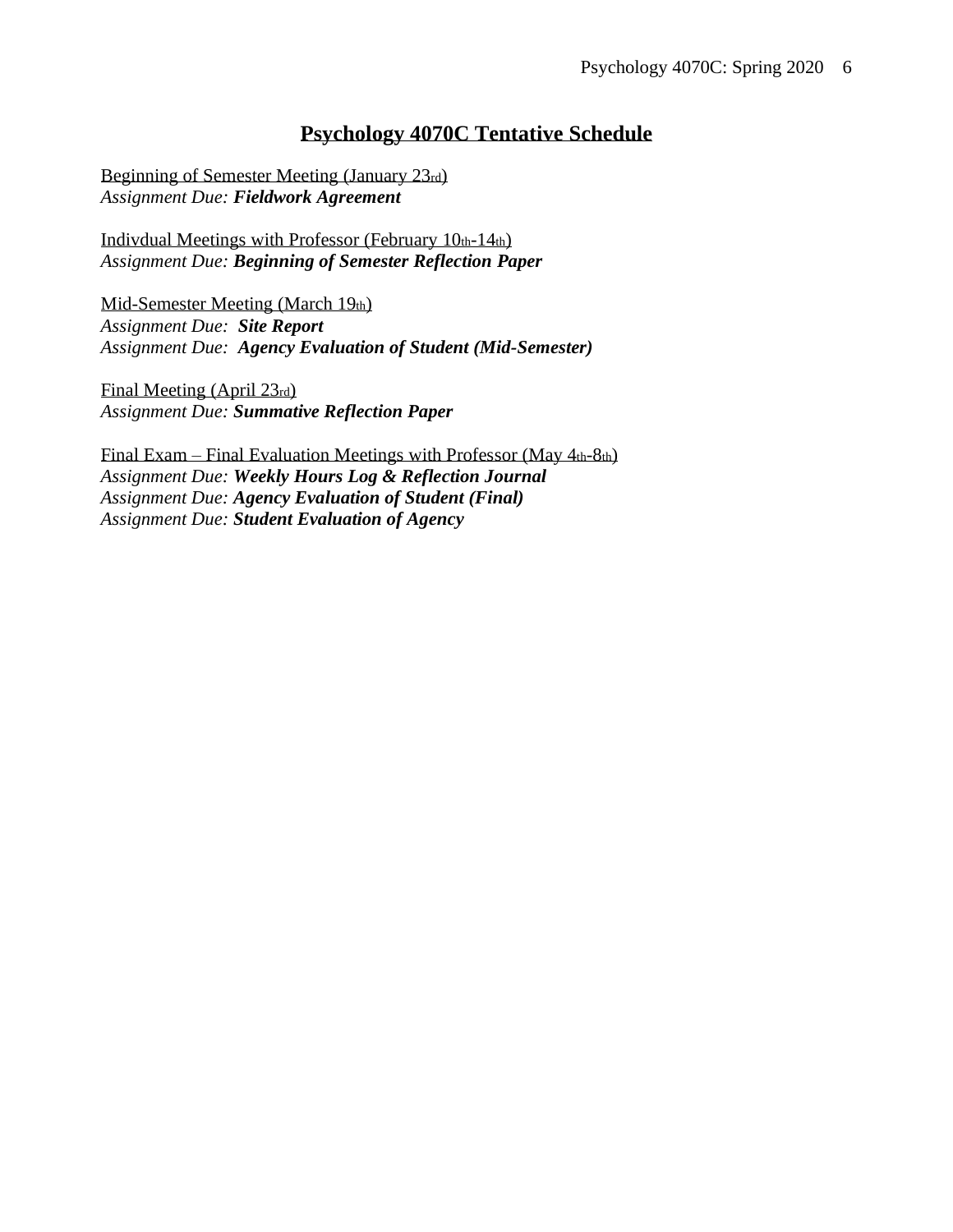## Psychology 4070C Tentative Schedule

Beginning of Semester Meeting (January 23rd)
*Assignment Due:* ***Fieldwork Agreement***

Indivdual Meetings with Professor (February 10th-14th)
*Assignment Due:* ***Beginning of Semester Reflection Paper***

Mid-Semester Meeting (March 19th)
*Assignment Due:* ***Site Report***
*Assignment Due:* ***Agency Evaluation of Student (Mid-Semester)***

Final Meeting (April 23rd)
*Assignment Due:* ***Summative Reflection Paper***

Final Exam – Final Evaluation Meetings with Professor (May 4th-8th)
*Assignment Due:* ***Weekly Hours Log & Reflection Journal***
*Assignment Due:* ***Agency Evaluation of Student (Final)***
*Assignment Due:* ***Student Evaluation of Agency***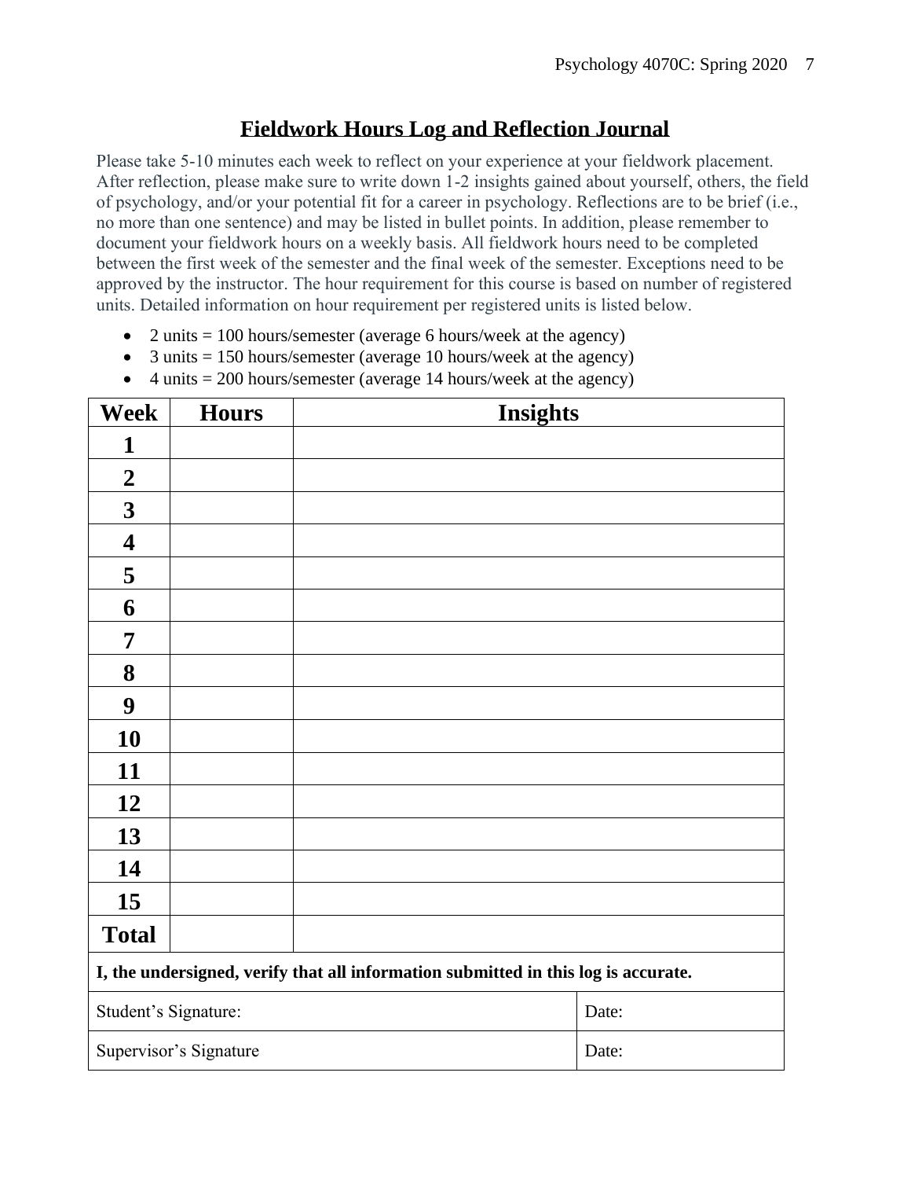# Fieldwork Hours Log and Reflection Journal

Please take 5-10 minutes each week to reflect on your experience at your fieldwork placement. After reflection, please make sure to write down 1-2 insights gained about yourself, others, the field of psychology, and/or your potential fit for a career in psychology. Reflections are to be brief (i.e., no more than one sentence) and may be listed in bullet points. In addition, please remember to document your fieldwork hours on a weekly basis. All fieldwork hours need to be completed between the first week of the semester and the final week of the semester. Exceptions need to be approved by the instructor. The hour requirement for this course is based on number of registered units. Detailed information on hour requirement per registered units is listed below.

- 2 units = 100 hours/semester (average 6 hours/week at the agency)
- 3 units = 150 hours/semester (average 10 hours/week at the agency)
- 4 units = 200 hours/semester (average 14 hours/week at the agency)

| Week | Hours | Insights |
|---|---|---|
| **1** | | |
| **2** | | |
| **3** | | |
| **4** | | |
| **5** | | |
| **6** | | |
| **7** | | |
| **8** | | |
| **9** | | |
| **10** | | |
| **11** | | |
| **12** | | |
| **13** | | |
| **14** | | |
| **15** | | |
| **Total** | | |

**I, the undersigned, verify that all information submitted in this log is accurate.**

| | |
|---|---|
| Student's Signature: | Date: |
| Supervisor's Signature | Date: |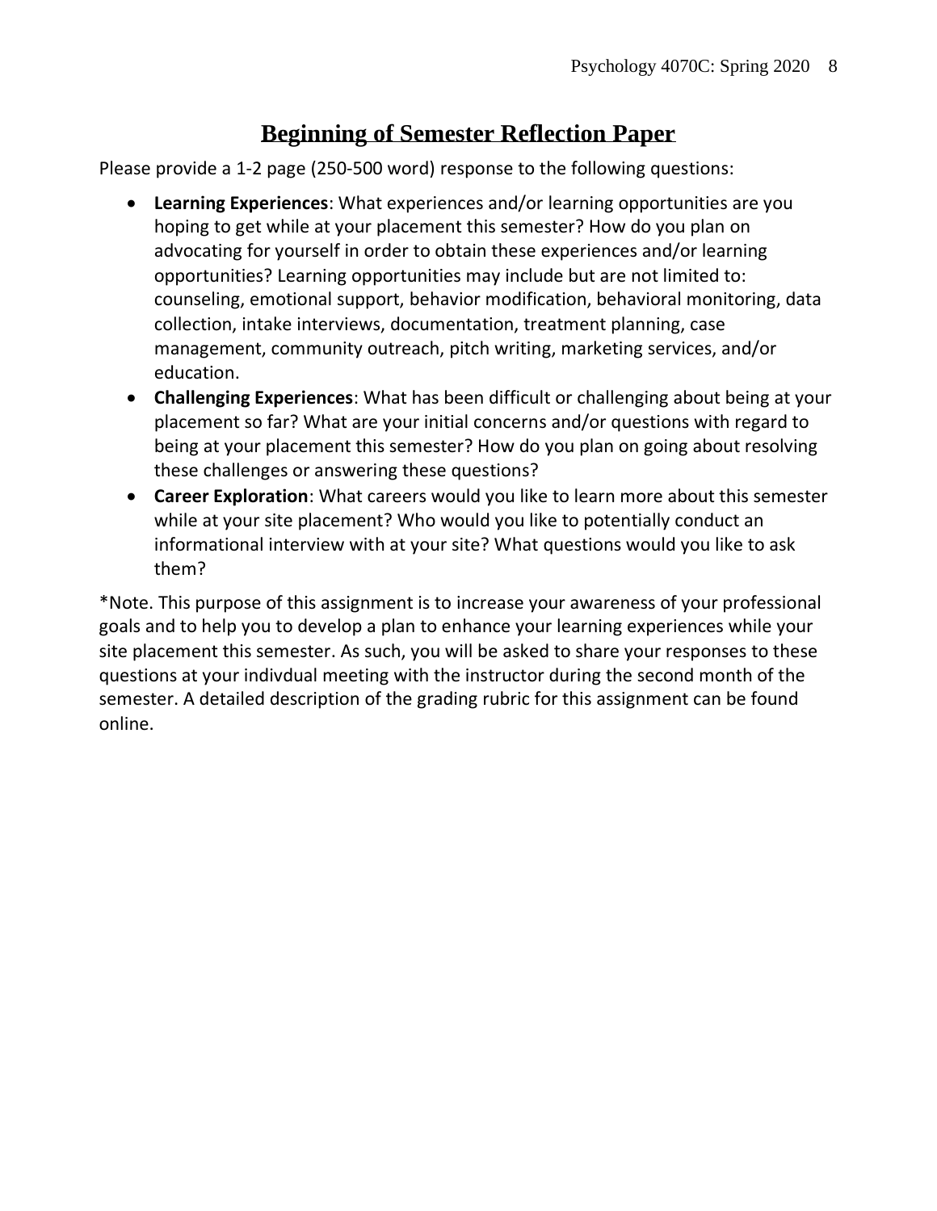# Beginning of Semester Reflection Paper

Please provide a 1-2 page (250-500 word) response to the following questions:

- **Learning Experiences**: What experiences and/or learning opportunities are you hoping to get while at your placement this semester? How do you plan on advocating for yourself in order to obtain these experiences and/or learning opportunities? Learning opportunities may include but are not limited to: counseling, emotional support, behavior modification, behavioral monitoring, data collection, intake interviews, documentation, treatment planning, case management, community outreach, pitch writing, marketing services, and/or education.
- **Challenging Experiences**: What has been difficult or challenging about being at your placement so far? What are your initial concerns and/or questions with regard to being at your placement this semester? How do you plan on going about resolving these challenges or answering these questions?
- **Career Exploration**: What careers would you like to learn more about this semester while at your site placement? Who would you like to potentially conduct an informational interview with at your site? What questions would you like to ask them?

*Note. This purpose of this assignment is to increase your awareness of your professional goals and to help you to develop a plan to enhance your learning experiences while your site placement this semester. As such, you will be asked to share your responses to these questions at your indivdual meeting with the instructor during the second month of the semester. A detailed description of the grading rubric for this assignment can be found online.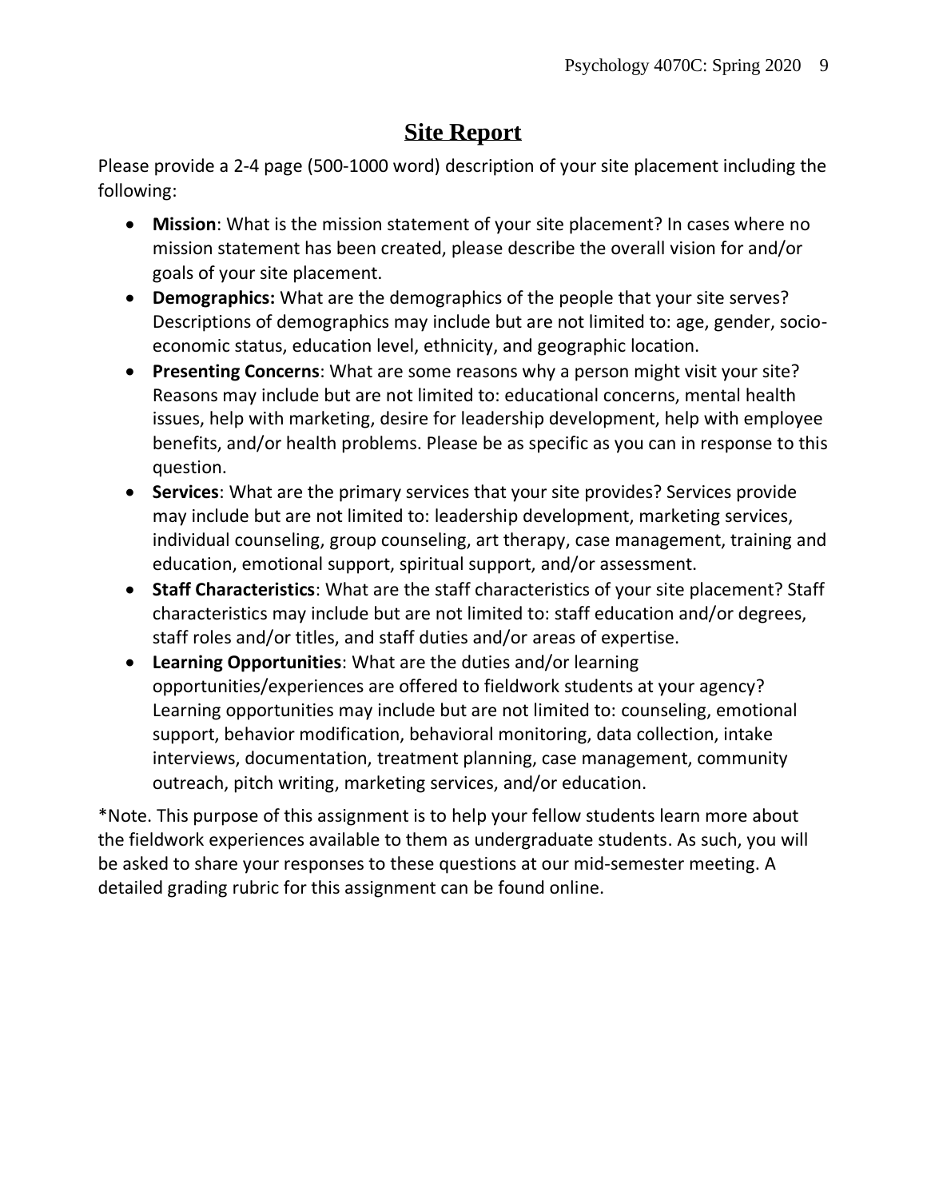# Site Report

Please provide a 2-4 page (500-1000 word) description of your site placement including the following:

- **Mission**: What is the mission statement of your site placement? In cases where no mission statement has been created, please describe the overall vision for and/or goals of your site placement.
- **Demographics:** What are the demographics of the people that your site serves? Descriptions of demographics may include but are not limited to: age, gender, socio-economic status, education level, ethnicity, and geographic location.
- **Presenting Concerns**: What are some reasons why a person might visit your site? Reasons may include but are not limited to: educational concerns, mental health issues, help with marketing, desire for leadership development, help with employee benefits, and/or health problems. Please be as specific as you can in response to this question.
- **Services**: What are the primary services that your site provides? Services provide may include but are not limited to: leadership development, marketing services, individual counseling, group counseling, art therapy, case management, training and education, emotional support, spiritual support, and/or assessment.
- **Staff Characteristics**: What are the staff characteristics of your site placement? Staff characteristics may include but are not limited to: staff education and/or degrees, staff roles and/or titles, and staff duties and/or areas of expertise.
- **Learning Opportunities**: What are the duties and/or learning opportunities/experiences are offered to fieldwork students at your agency? Learning opportunities may include but are not limited to: counseling, emotional support, behavior modification, behavioral monitoring, data collection, intake interviews, documentation, treatment planning, case management, community outreach, pitch writing, marketing services, and/or education.

*Note. This purpose of this assignment is to help your fellow students learn more about the fieldwork experiences available to them as undergraduate students. As such, you will be asked to share your responses to these questions at our mid-semester meeting. A detailed grading rubric for this assignment can be found online.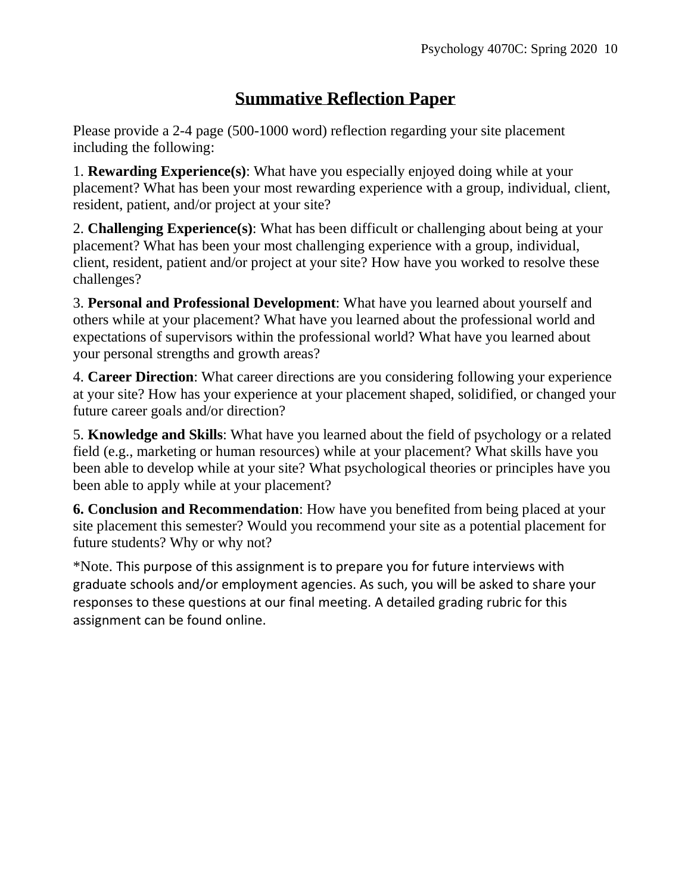# Summative Reflection Paper

Please provide a 2-4 page (500-1000 word) reflection regarding your site placement including the following:

1. **Rewarding Experience(s)**: What have you especially enjoyed doing while at your placement? What has been your most rewarding experience with a group, individual, client, resident, patient, and/or project at your site?

2. **Challenging Experience(s)**: What has been difficult or challenging about being at your placement? What has been your most challenging experience with a group, individual, client, resident, patient and/or project at your site? How have you worked to resolve these challenges?

3. **Personal and Professional Development**: What have you learned about yourself and others while at your placement? What have you learned about the professional world and expectations of supervisors within the professional world? What have you learned about your personal strengths and growth areas?

4. **Career Direction**: What career directions are you considering following your experience at your site? How has your experience at your placement shaped, solidified, or changed your future career goals and/or direction?

5. **Knowledge and Skills**: What have you learned about the field of psychology or a related field (e.g., marketing or human resources) while at your placement? What skills have you been able to develop while at your site? What psychological theories or principles have you been able to apply while at your placement?

**6. Conclusion and Recommendation**: How have you benefited from being placed at your site placement this semester? Would you recommend your site as a potential placement for future students? Why or why not?

*Note. This purpose of this assignment is to prepare you for future interviews with graduate schools and/or employment agencies. As such, you will be asked to share your responses to these questions at our final meeting. A detailed grading rubric for this assignment can be found online.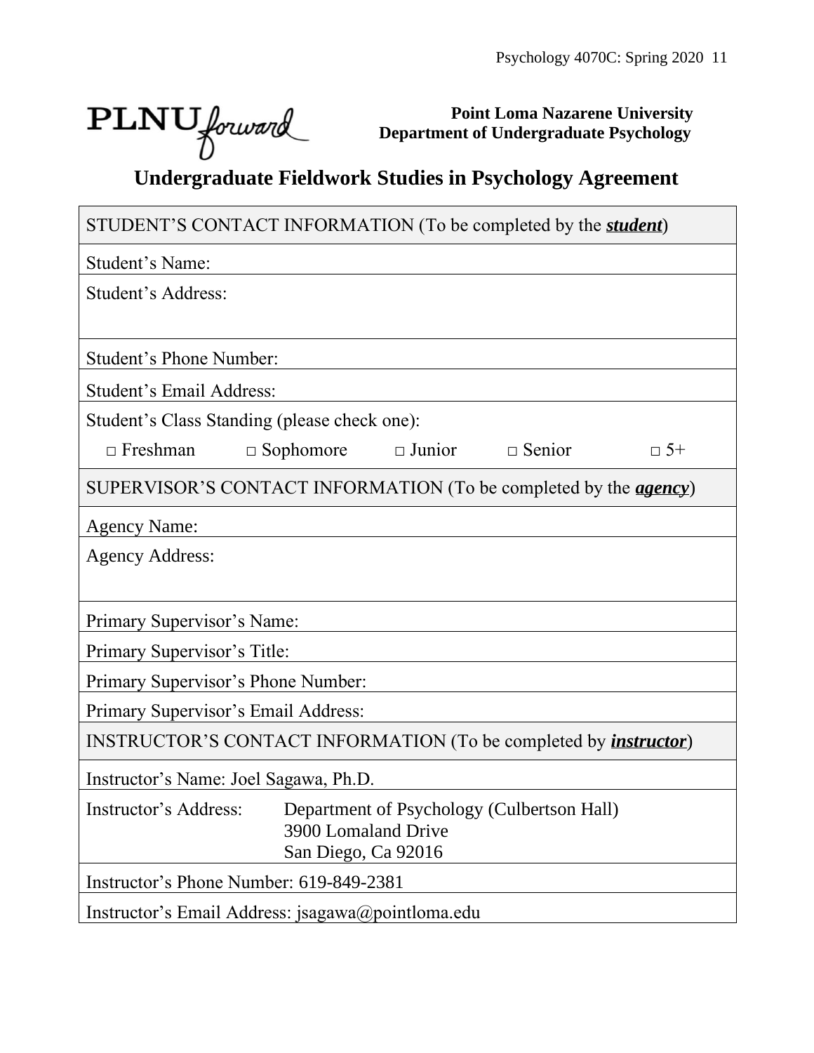PLNU*forward*

**Point Loma Nazarene University**
**Department of Undergraduate Psychology**

# Undergraduate Fieldwork Studies in Psychology Agreement

| STUDENT'S CONTACT INFORMATION (To be completed by the ***student***) |
| --- |
| Student's Name: |
| Student's Address: |
| Student's Phone Number: |
| Student's Email Address: |
| Student's Class Standing (please check one): □ Freshman □ Sophomore □ Junior □ Senior □ 5+ |
| SUPERVISOR'S CONTACT INFORMATION (To be completed by the ***agency***) |
| Agency Name: |
| Agency Address: |
| Primary Supervisor's Name: |
| Primary Supervisor's Title: |
| Primary Supervisor's Phone Number: |
| Primary Supervisor's Email Address: |
| INSTRUCTOR'S CONTACT INFORMATION (To be completed by ***instructor***) |
| Instructor's Name: Joel Sagawa, Ph.D. |
| Instructor's Address: Department of Psychology (Culbertson Hall), 3900 Lomaland Drive, San Diego, Ca 92016 |
| Instructor's Phone Number: 619-849-2381 |
| Instructor's Email Address: jsagawa@pointloma.edu |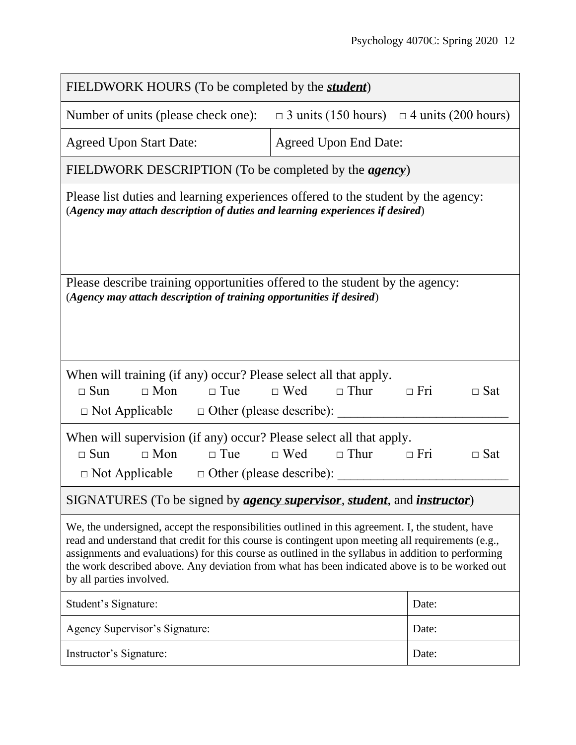| FIELDWORK HOURS (To be completed by the ***student***) | |
|---|---|
| Number of units (please check one): □ 3 units (150 hours) □ 4 units (200 hours) | |
| Agreed Upon Start Date: | Agreed Upon End Date: |

| FIELDWORK DESCRIPTION (To be completed by the ***agency***) |
|---|
| Please list duties and learning experiences offered to the student by the agency: (***Agency may attach description of duties and learning experiences if desired***) |
| Please describe training opportunities offered to the student by the agency: (***Agency may attach description of training opportunities if desired***) |
| When will training (if any) occur? Please select all that apply.<br>□ Sun □ Mon □ Tue □ Wed □ Thur □ Fri □ Sat<br>□ Not Applicable □ Other (please describe): \_\_\_\_\_\_\_\_\_\_\_\_\_\_\_\_\_\_\_\_\_\_\_\_\_\_ |
| When will supervision (if any) occur? Please select all that apply.<br>□ Sun □ Mon □ Tue □ Wed □ Thur □ Fri □ Sat<br>□ Not Applicable □ Other (please describe): \_\_\_\_\_\_\_\_\_\_\_\_\_\_\_\_\_\_\_\_\_\_\_\_\_\_ |

| SIGNATURES (To be signed by ***agency supervisor***, ***student***, and ***instructor***) | |
|---|---|
| We, the undersigned, accept the responsibilities outlined in this agreement. I, the student, have read and understand that credit for this course is contingent upon meeting all requirements (e.g., assignments and evaluations) for this course as outlined in the syllabus in addition to performing the work described above. Any deviation from what has been indicated above is to be worked out by all parties involved. | |
| Student's Signature: | Date: |
| Agency Supervisor's Signature: | Date: |
| Instructor's Signature: | Date: |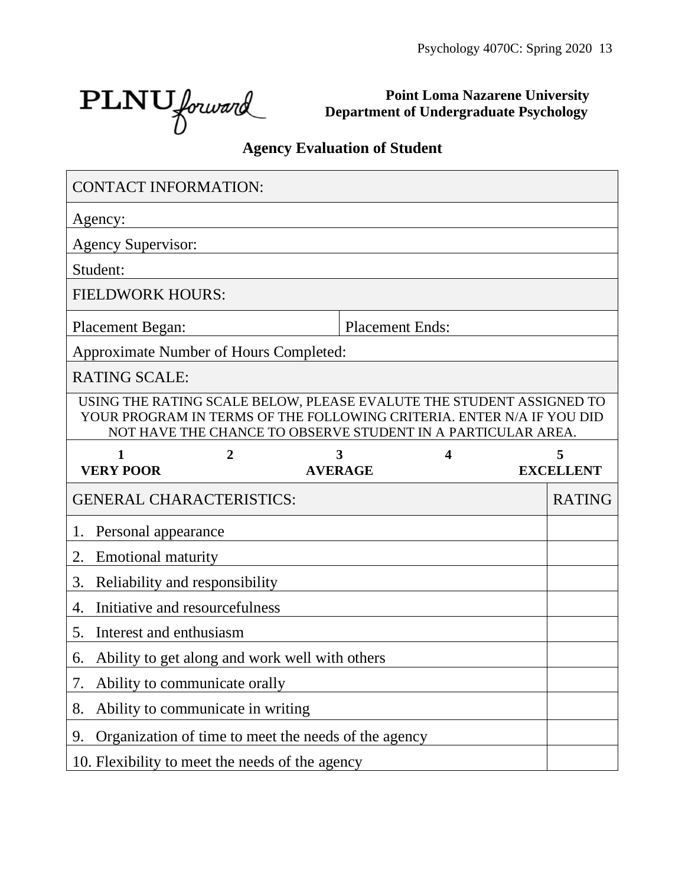PLNU forward

**Point Loma Nazarene University**
**Department of Undergraduate Psychology**

## Agency Evaluation of Student

| CONTACT INFORMATION: | |
|---|---|
| Agency: | |
| Agency Supervisor: | |
| Student: | |
| FIELDWORK HOURS: | |
| Placement Began: | Placement Ends: |
| Approximate Number of Hours Completed: | |
| RATING SCALE: | |

USING THE RATING SCALE BELOW, PLEASE EVALUTE THE STUDENT ASSIGNED TO YOUR PROGRAM IN TERMS OF THE FOLLOWING CRITERIA. ENTER N/A IF YOU DID NOT HAVE THE CHANCE TO OBSERVE STUDENT IN A PARTICULAR AREA.

| 1 | 2 | 3 | 4 | 5 |
|---|---|---|---|---|
| **VERY POOR** | | **AVERAGE** | | **EXCELLENT** |

| GENERAL CHARACTERISTICS: | RATING |
|---|---|
| 1. Personal appearance | |
| 2. Emotional maturity | |
| 3. Reliability and responsibility | |
| 4. Initiative and resourcefulness | |
| 5. Interest and enthusiasm | |
| 6. Ability to get along and work well with others | |
| 7. Ability to communicate orally | |
| 8. Ability to communicate in writing | |
| 9. Organization of time to meet the needs of the agency | |
| 10. Flexibility to meet the needs of the agency | |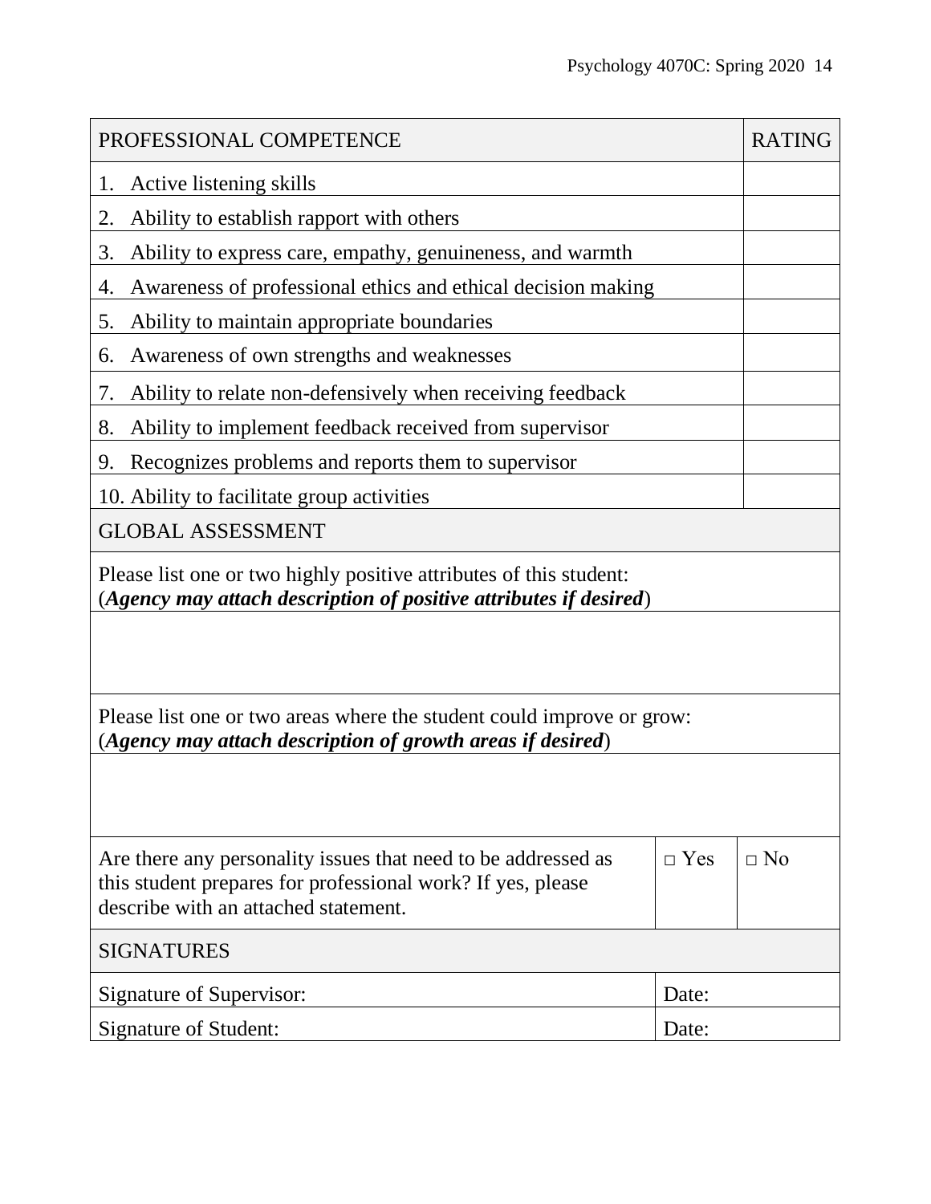| PROFESSIONAL COMPETENCE | RATING |
|---|---|
| 1. Active listening skills | |
| 2. Ability to establish rapport with others | |
| 3. Ability to express care, empathy, genuineness, and warmth | |
| 4. Awareness of professional ethics and ethical decision making | |
| 5. Ability to maintain appropriate boundaries | |
| 6. Awareness of own strengths and weaknesses | |
| 7. Ability to relate non-defensively when receiving feedback | |
| 8. Ability to implement feedback received from supervisor | |
| 9. Recognizes problems and reports them to supervisor | |
| 10. Ability to facilitate group activities | |

| GLOBAL ASSESSMENT | | |
|---|---|---|
| Please list one or two highly positive attributes of this student: (***Agency may attach description of positive attributes if desired***) | | |
| | | |
| Please list one or two areas where the student could improve or grow: (***Agency may attach description of growth areas if desired***) | | |
| | | |
| Are there any personality issues that need to be addressed as this student prepares for professional work? If yes, please describe with an attached statement. | □ Yes | □ No |

| SIGNATURES | |
|---|---|
| Signature of Supervisor: | Date: |
| Signature of Student: | Date: |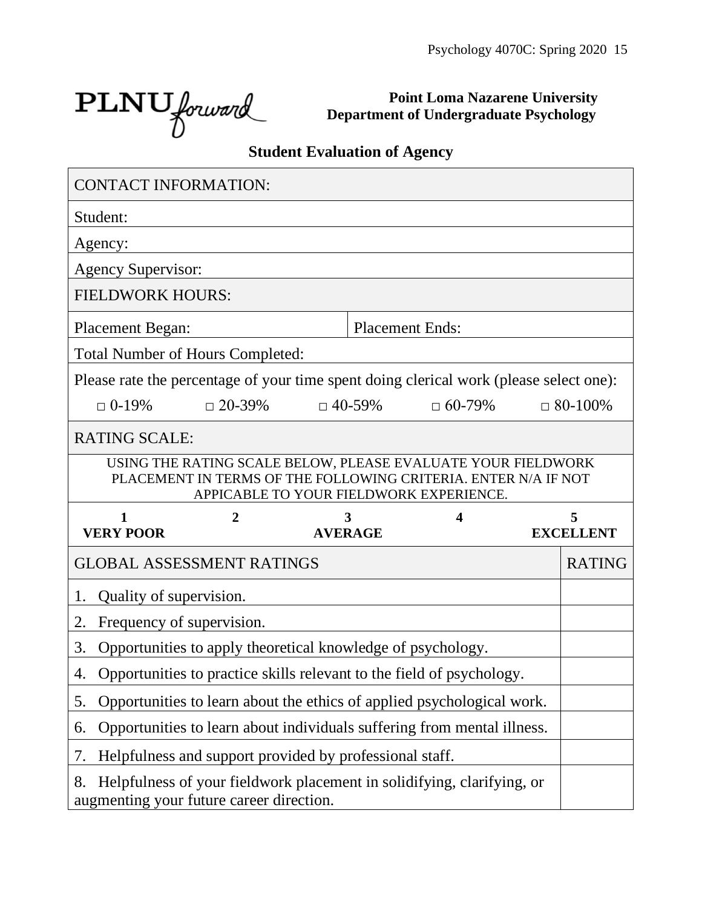PLNU*forward*

**Point Loma Nazarene University**
**Department of Undergraduate Psychology**

## Student Evaluation of Agency

| CONTACT INFORMATION: | |
|---|---|
| Student: | |
| Agency: | |
| Agency Supervisor: | |
| FIELDWORK HOURS: | |
| Placement Began: | Placement Ends: |
| Total Number of Hours Completed: | |

Please rate the percentage of your time spent doing clerical work (please select one):

□ 0-19% □ 20-39% □ 40-59% □ 60-79% □ 80-100%

RATING SCALE:

USING THE RATING SCALE BELOW, PLEASE EVALUATE YOUR FIELDWORK PLACEMENT IN TERMS OF THE FOLLOWING CRITERIA. ENTER N/A IF NOT APPICABLE TO YOUR FIELDWORK EXPERIENCE.

| 1 | 2 | 3 | 4 | 5 |
|---|---|---|---|---|
| **VERY POOR** | | **AVERAGE** | | **EXCELLENT** |

| GLOBAL ASSESSMENT RATINGS | RATING |
|---|---|
| 1. Quality of supervision. | |
| 2. Frequency of supervision. | |
| 3. Opportunities to apply theoretical knowledge of psychology. | |
| 4. Opportunities to practice skills relevant to the field of psychology. | |
| 5. Opportunities to learn about the ethics of applied psychological work. | |
| 6. Opportunities to learn about individuals suffering from mental illness. | |
| 7. Helpfulness and support provided by professional staff. | |
| 8. Helpfulness of your fieldwork placement in solidifying, clarifying, or augmenting your future career direction. | |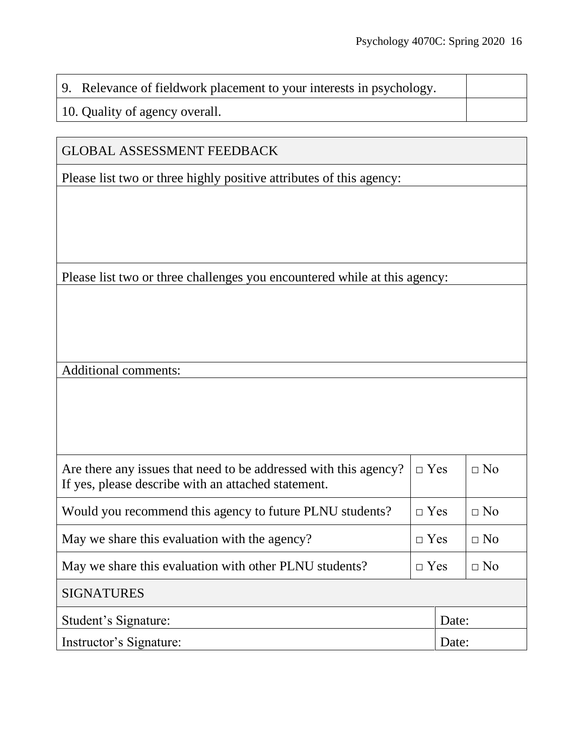| | |
|---|---|
| 9. Relevance of fieldwork placement to your interests in psychology. | |
| 10. Quality of agency overall. | |

| GLOBAL ASSESSMENT FEEDBACK | | |
|---|---|---|
| Please list two or three highly positive attributes of this agency: | | |
| | | |
| Please list two or three challenges you encountered while at this agency: | | |
| | | |
| Additional comments: | | |
| | | |
| Are there any issues that need to be addressed with this agency? If yes, please describe with an attached statement. | □ Yes | □ No |
| Would you recommend this agency to future PLNU students? | □ Yes | □ No |
| May we share this evaluation with the agency? | □ Yes | □ No |
| May we share this evaluation with other PLNU students? | □ Yes | □ No |

| SIGNATURES | |
|---|---|
| Student's Signature: | Date: |
| Instructor's Signature: | Date: |